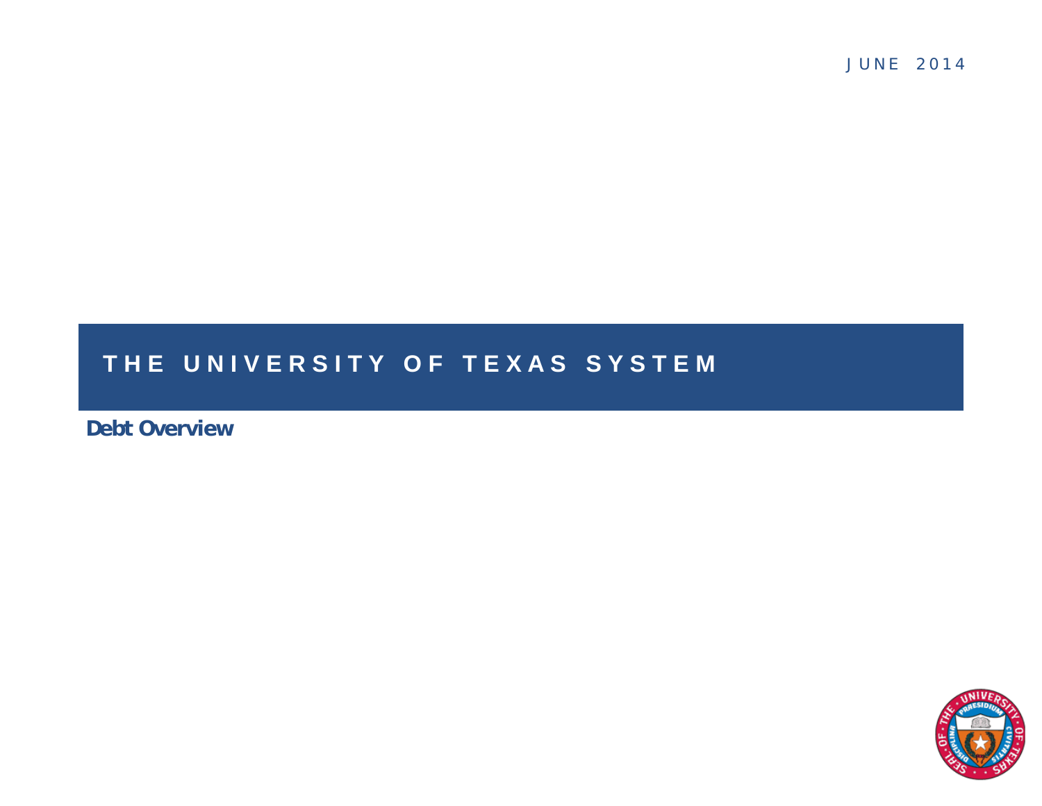JUNE 2014

# THE UNIVERSITY OF TEXAS SYSTEM

## Debt Overview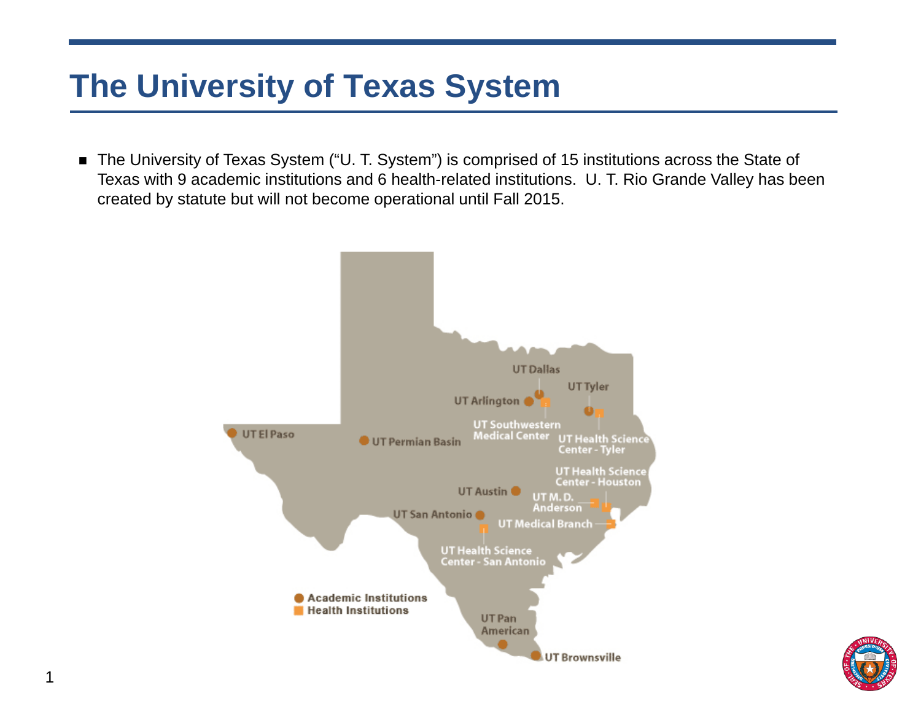# The University of Texas System

- The University of Texas System ("U. T. System") is comprised of 15 institutions across the State of Texas with 9 academic institutions and 6 health-related institutions. U. T. Rio Grande Valley has been created by statute but will not become operational until Fall 2015.

UT Dallas
UT Tyler
UT Arlington
UT Southwestern Medical Center
UT Health Science Center - Tyler
UT El Paso
UT Permian Basin
UT Health Science Center - Houston
UT Austin
UT M. D. Anderson
UT San Antonio
UT Medical Branch
UT Health Science Center - San Antonio
UT Pan American
UT Brownsville

Academic Institutions
Health Institutions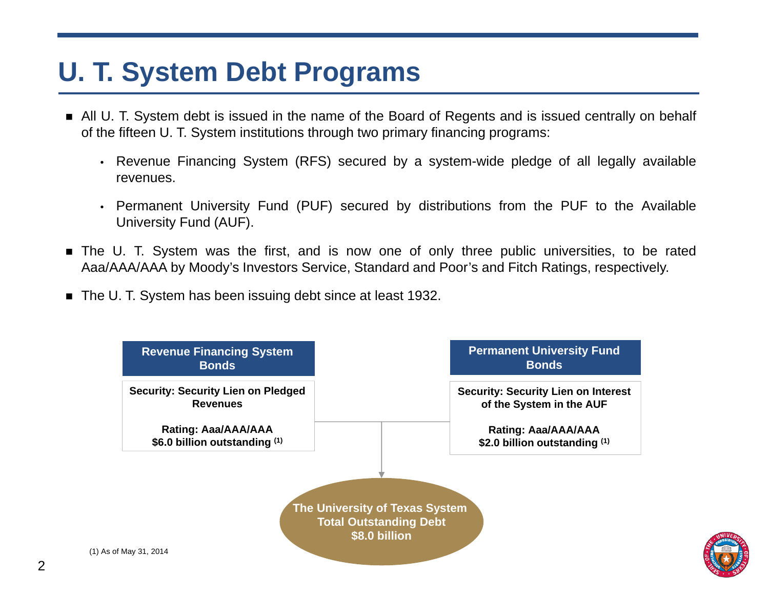# U. T. System Debt Programs

- All U. T. System debt is issued in the name of the Board of Regents and is issued centrally on behalf of the fifteen U. T. System institutions through two primary financing programs:
  - Revenue Financing System (RFS) secured by a system-wide pledge of all legally available revenues.
  - Permanent University Fund (PUF) secured by distributions from the PUF to the Available University Fund (AUF).
- The U. T. System was the first, and is now one of only three public universities, to be rated Aaa/AAA/AAA by Moody's Investors Service, Standard and Poor's and Fitch Ratings, respectively.
- The U. T. System has been issuing debt since at least 1932.

**Revenue Financing System Bonds**

**Security: Security Lien on Pledged Revenues**

**Rating: Aaa/AAA/AAA**
**$6.0 billion outstanding [(1)]**

**Permanent University Fund Bonds**

**Security: Security Lien on Interest of the System in the AUF**

**Rating: Aaa/AAA/AAA**
**$2.0 billion outstanding [(1)]**

**The University of Texas System Total Outstanding Debt $8.0 billion**

(1) As of May 31, 2014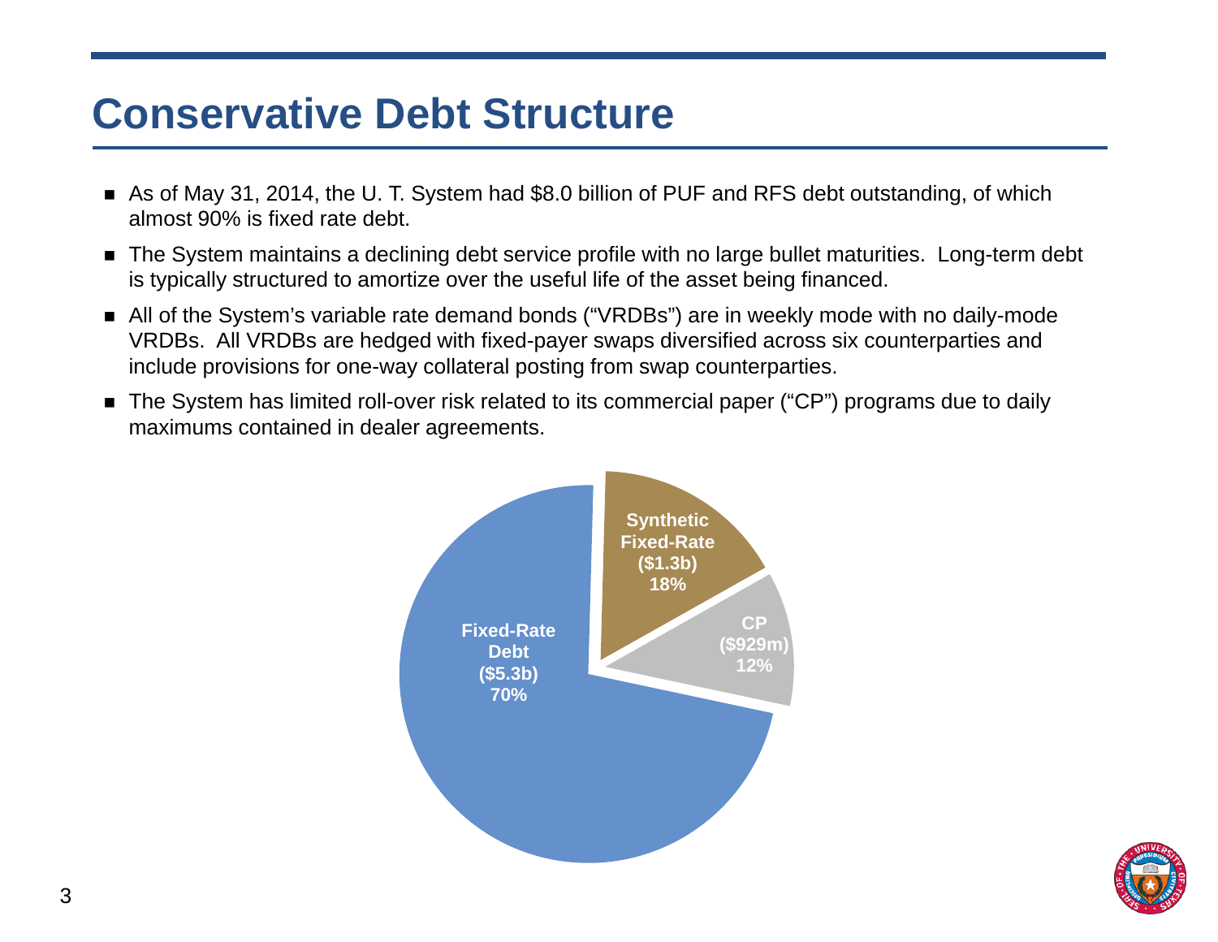# Conservative Debt Structure

- As of May 31, 2014, the U. T. System had $8.0 billion of PUF and RFS debt outstanding, of which almost 90% is fixed rate debt.
- The System maintains a declining debt service profile with no large bullet maturities. Long-term debt is typically structured to amortize over the useful life of the asset being financed.
- All of the System's variable rate demand bonds ("VRDBs") are in weekly mode with no daily-mode VRDBs. All VRDBs are hedged with fixed-payer swaps diversified across six counterparties and include provisions for one-way collateral posting from swap counterparties.
- The System has limited roll-over risk related to its commercial paper ("CP") programs due to daily maximums contained in dealer agreements.

| Category | Amount | Share |
| --- | --- | --- |
| Fixed-Rate Debt | $5.3b | 70% |
| Synthetic Fixed-Rate | $1.3b | 18% |
| CP | $929m | 12% |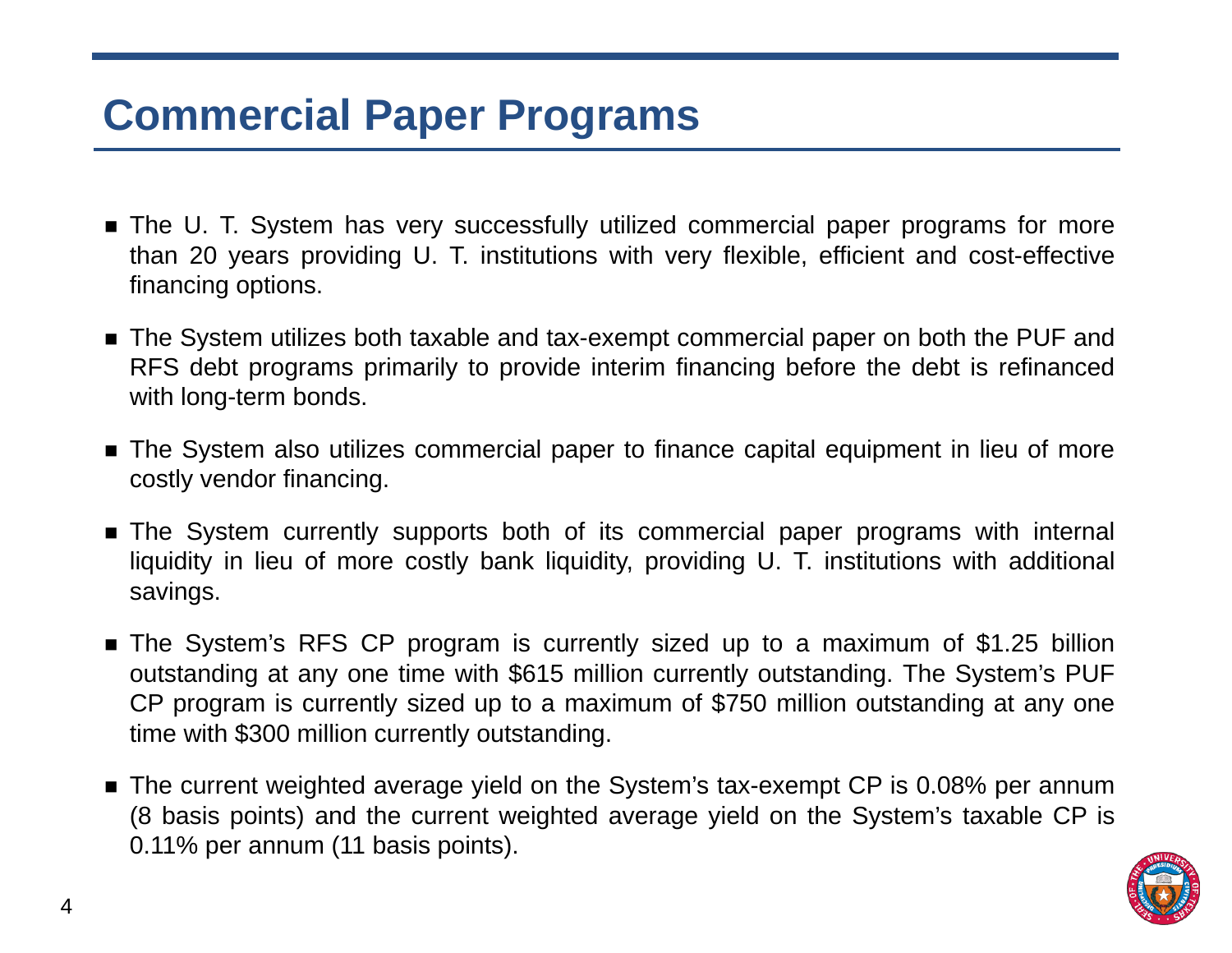# Commercial Paper Programs

- The U. T. System has very successfully utilized commercial paper programs for more than 20 years providing U. T. institutions with very flexible, efficient and cost-effective financing options.
- The System utilizes both taxable and tax-exempt commercial paper on both the PUF and RFS debt programs primarily to provide interim financing before the debt is refinanced with long-term bonds.
- The System also utilizes commercial paper to finance capital equipment in lieu of more costly vendor financing.
- The System currently supports both of its commercial paper programs with internal liquidity in lieu of more costly bank liquidity, providing U. T. institutions with additional savings.
- The System's RFS CP program is currently sized up to a maximum of $1.25 billion outstanding at any one time with $615 million currently outstanding. The System's PUF CP program is currently sized up to a maximum of $750 million outstanding at any one time with $300 million currently outstanding.
- The current weighted average yield on the System's tax-exempt CP is 0.08% per annum (8 basis points) and the current weighted average yield on the System's taxable CP is 0.11% per annum (11 basis points).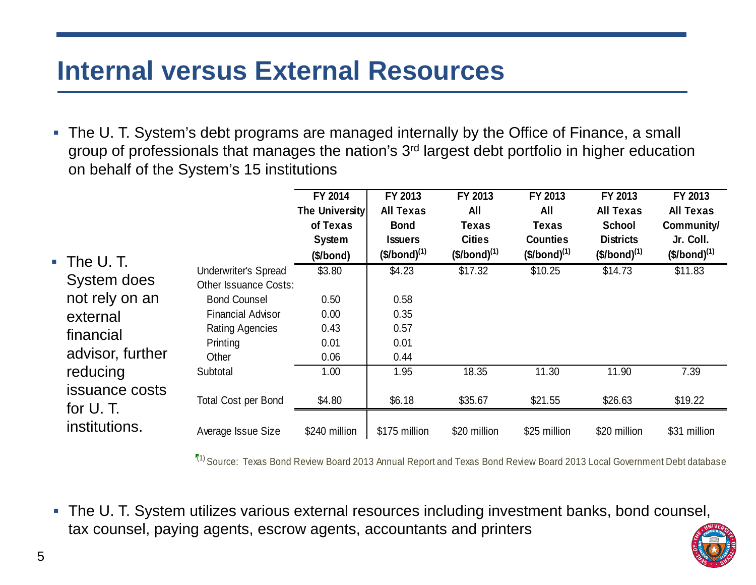# Internal versus External Resources

- The U. T. System's debt programs are managed internally by the Office of Finance, a small group of professionals that manages the nation's 3rd largest debt portfolio in higher education on behalf of the System's 15 institutions

- The U. T. System does not rely on an external financial advisor, further reducing issuance costs for U. T. institutions.

| | FY 2014 The University of Texas System ($/bond) | FY 2013 All Texas Bond Issuers ($/bond)(1) | FY 2013 All Texas Cities ($/bond)(1) | FY 2013 All Texas Counties ($/bond)(1) | FY 2013 All Texas School Districts ($/bond)(1) | FY 2013 All Texas Community/ Jr. Coll. ($/bond)(1) |
|---|---|---|---|---|---|---|
| Underwriter's Spread | $3.80 | $4.23 | $17.32 | $10.25 | $14.73 | $11.83 |
| Other Issuance Costs: | | | | | | |
| Bond Counsel | 0.50 | 0.58 | | | | |
| Financial Advisor | 0.00 | 0.35 | | | | |
| Rating Agencies | 0.43 | 0.57 | | | | |
| Printing | 0.01 | 0.01 | | | | |
| Other | 0.06 | 0.44 | | | | |
| Subtotal | 1.00 | 1.95 | 18.35 | 11.30 | 11.90 | 7.39 |
| Total Cost per Bond | $4.80 | $6.18 | $35.67 | $21.55 | $26.63 | $19.22 |
| Average Issue Size | $240 million | $175 million | $20 million | $25 million | $20 million | $31 million |

(1) Source: Texas Bond Review Board 2013 Annual Report and Texas Bond Review Board 2013 Local Government Debt database

- The U. T. System utilizes various external resources including investment banks, bond counsel, tax counsel, paying agents, escrow agents, accountants and printers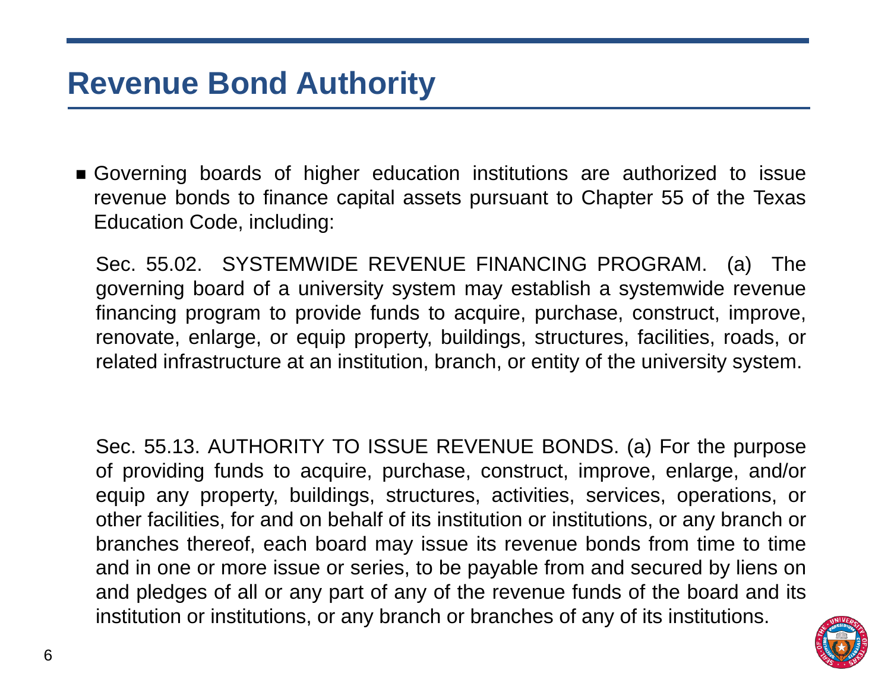# Revenue Bond Authority

- Governing boards of higher education institutions are authorized to issue revenue bonds to finance capital assets pursuant to Chapter 55 of the Texas Education Code, including:

  Sec. 55.02. SYSTEMWIDE REVENUE FINANCING PROGRAM. (a) The governing board of a university system may establish a systemwide revenue financing program to provide funds to acquire, purchase, construct, improve, renovate, enlarge, or equip property, buildings, structures, facilities, roads, or related infrastructure at an institution, branch, or entity of the university system.

  Sec. 55.13. AUTHORITY TO ISSUE REVENUE BONDS. (a) For the purpose of providing funds to acquire, purchase, construct, improve, enlarge, and/or equip any property, buildings, structures, activities, services, operations, or other facilities, for and on behalf of its institution or institutions, or any branch or branches thereof, each board may issue its revenue bonds from time to time and in one or more issue or series, to be payable from and secured by liens on and pledges of all or any part of any of the revenue funds of the board and its institution or institutions, or any branch or branches of any of its institutions.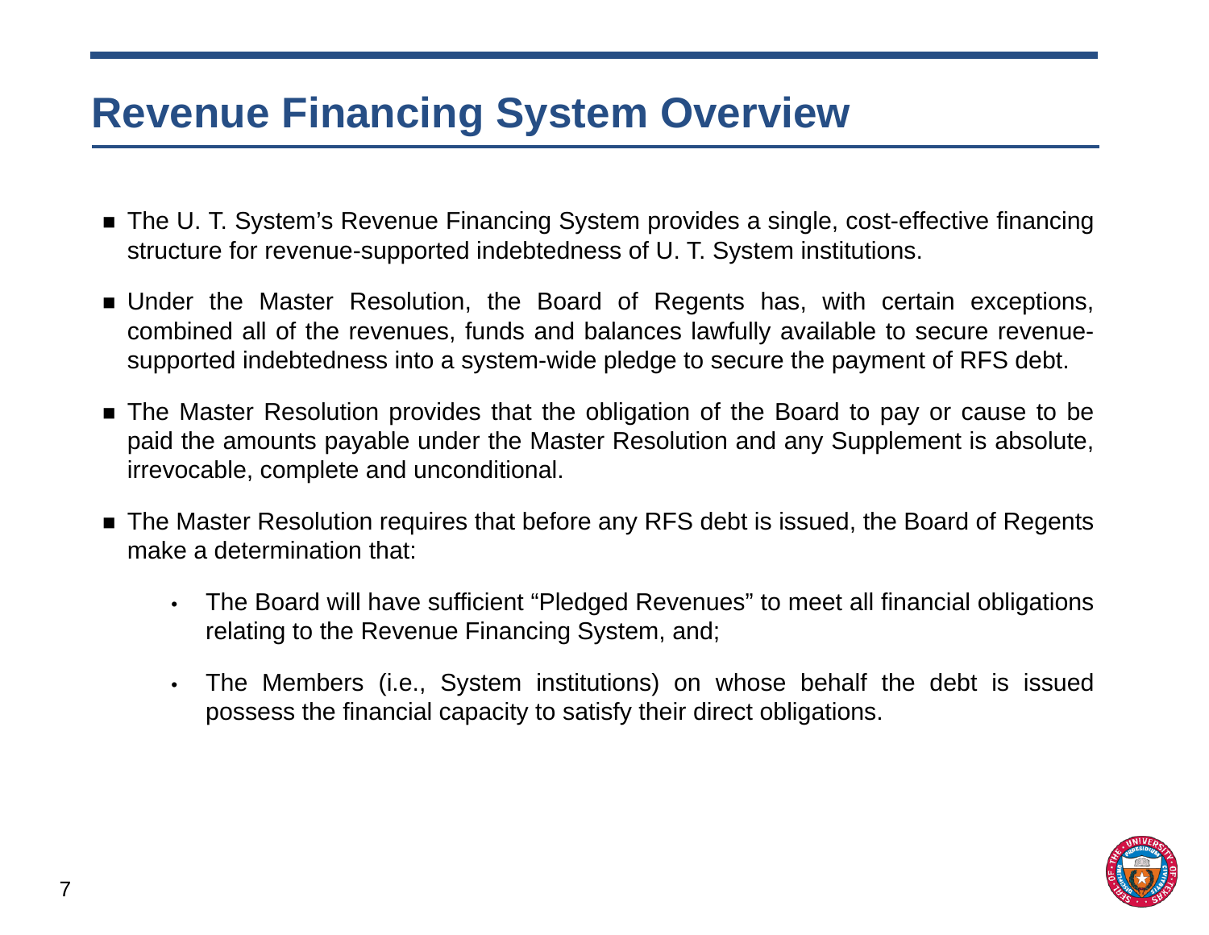# Revenue Financing System Overview

- The U. T. System's Revenue Financing System provides a single, cost-effective financing structure for revenue-supported indebtedness of U. T. System institutions.
- Under the Master Resolution, the Board of Regents has, with certain exceptions, combined all of the revenues, funds and balances lawfully available to secure revenue-supported indebtedness into a system-wide pledge to secure the payment of RFS debt.
- The Master Resolution provides that the obligation of the Board to pay or cause to be paid the amounts payable under the Master Resolution and any Supplement is absolute, irrevocable, complete and unconditional.
- The Master Resolution requires that before any RFS debt is issued, the Board of Regents make a determination that:
  - The Board will have sufficient "Pledged Revenues" to meet all financial obligations relating to the Revenue Financing System, and;
  - The Members (i.e., System institutions) on whose behalf the debt is issued possess the financial capacity to satisfy their direct obligations.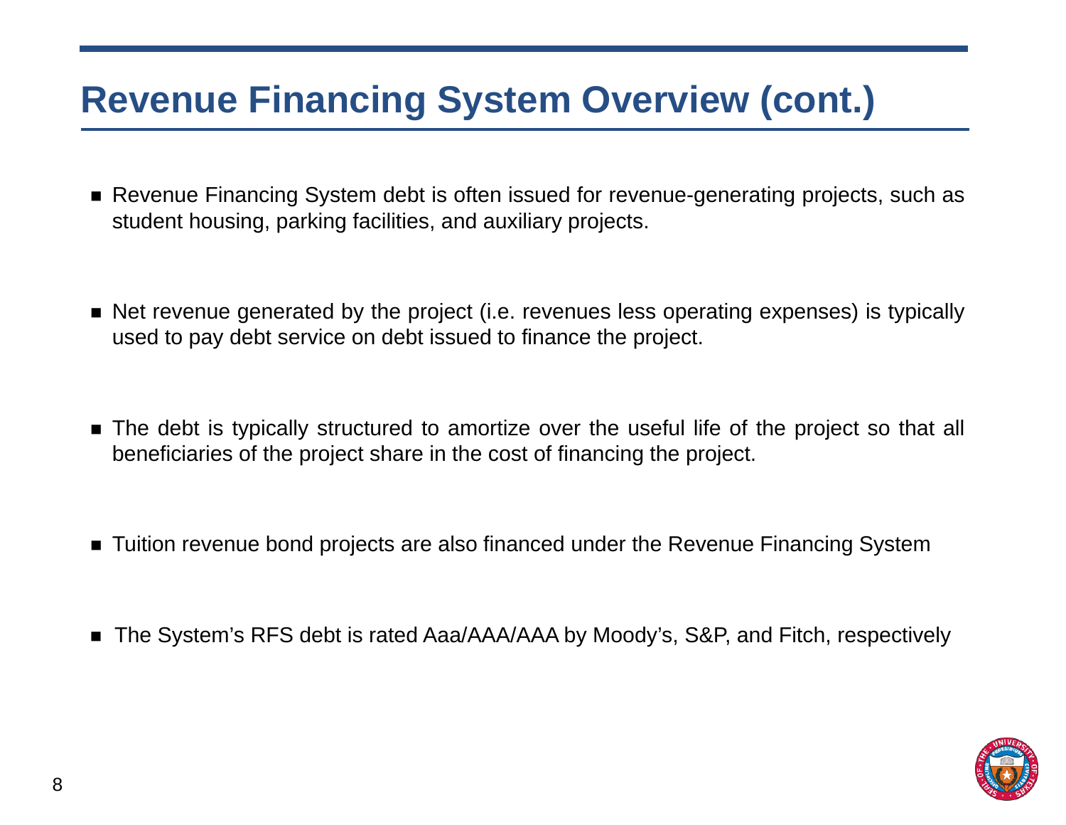# Revenue Financing System Overview (cont.)

- Revenue Financing System debt is often issued for revenue-generating projects, such as student housing, parking facilities, and auxiliary projects.
- Net revenue generated by the project (i.e. revenues less operating expenses) is typically used to pay debt service on debt issued to finance the project.
- The debt is typically structured to amortize over the useful life of the project so that all beneficiaries of the project share in the cost of financing the project.
- Tuition revenue bond projects are also financed under the Revenue Financing System
- The System's RFS debt is rated Aaa/AAA/AAA by Moody's, S&P, and Fitch, respectively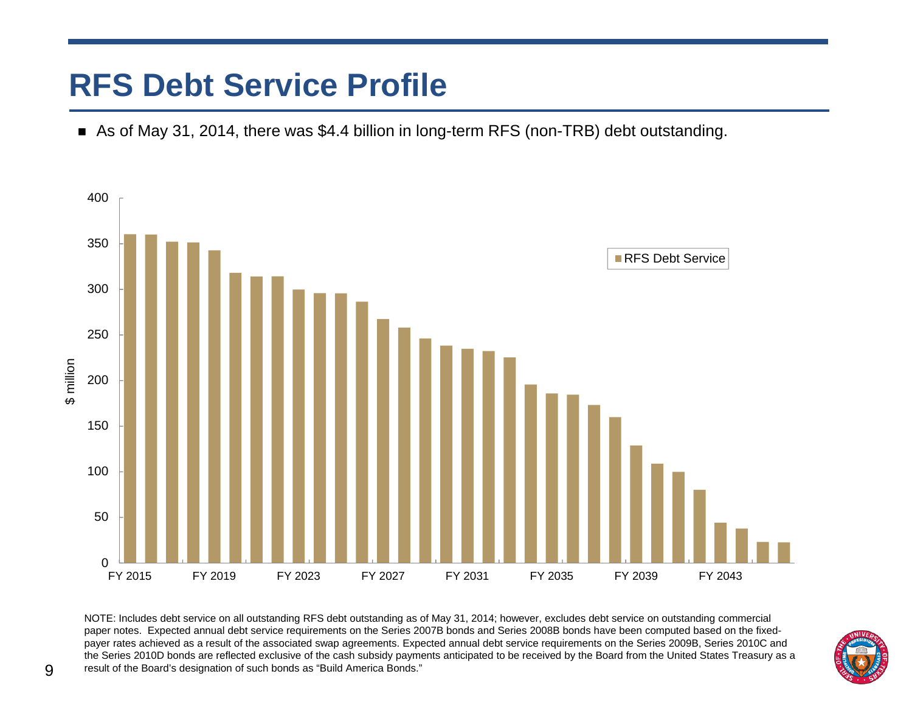# RFS Debt Service Profile

- As of May 31, 2014, there was $4.4 billion in long-term RFS (non-TRB) debt outstanding.

NOTE: Includes debt service on all outstanding RFS debt outstanding as of May 31, 2014; however, excludes debt service on outstanding commercial paper notes. Expected annual debt service requirements on the Series 2007B bonds and Series 2008B bonds have been computed based on the fixed-payer rates achieved as a result of the associated swap agreements. Expected annual debt service requirements on the Series 2009B, Series 2010C and the Series 2010D bonds are reflected exclusive of the cash subsidy payments anticipated to be received by the Board from the United States Treasury as a result of the Board's designation of such bonds as "Build America Bonds."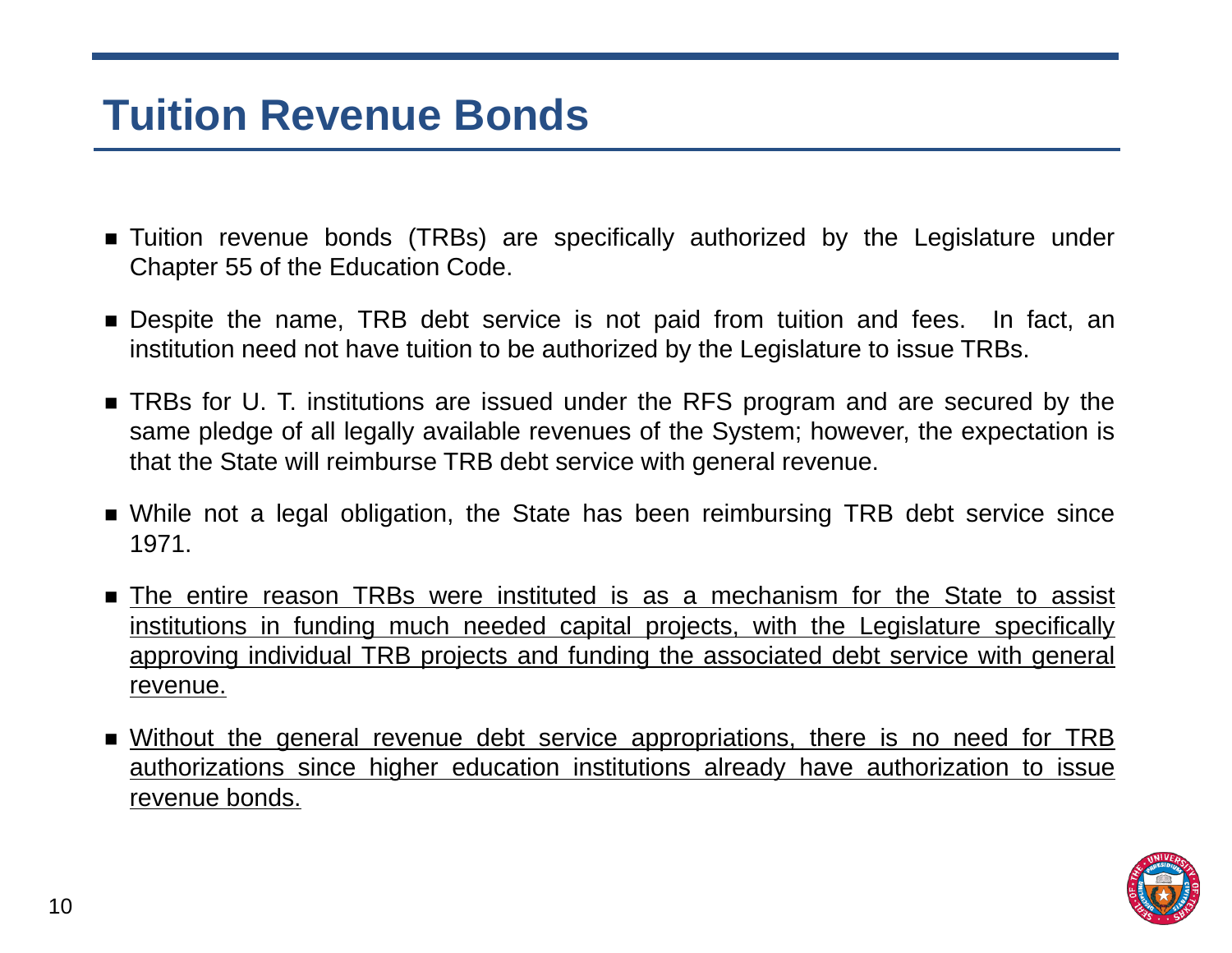# Tuition Revenue Bonds

- Tuition revenue bonds (TRBs) are specifically authorized by the Legislature under Chapter 55 of the Education Code.
- Despite the name, TRB debt service is not paid from tuition and fees. In fact, an institution need not have tuition to be authorized by the Legislature to issue TRBs.
- TRBs for U. T. institutions are issued under the RFS program and are secured by the same pledge of all legally available revenues of the System; however, the expectation is that the State will reimburse TRB debt service with general revenue.
- While not a legal obligation, the State has been reimbursing TRB debt service since 1971.
- <u>The entire reason TRBs were instituted is as a mechanism for the State to assist institutions in funding much needed capital projects, with the Legislature specifically approving individual TRB projects and funding the associated debt service with general revenue.</u>
- <u>Without the general revenue debt service appropriations, there is no need for TRB authorizations since higher education institutions already have authorization to issue revenue bonds.</u>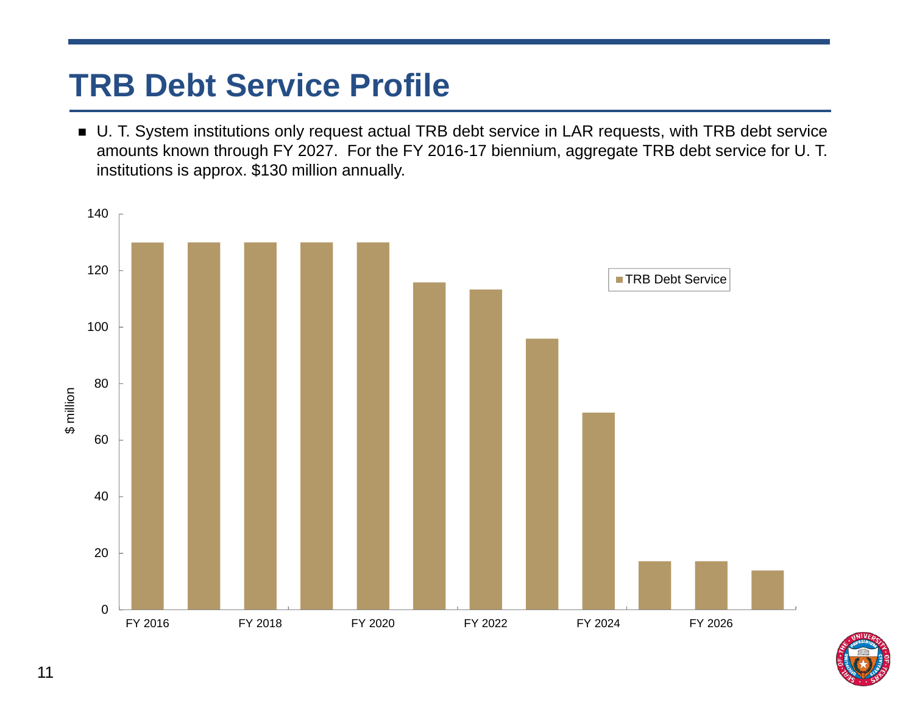# TRB Debt Service Profile

- U. T. System institutions only request actual TRB debt service in LAR requests, with TRB debt service amounts known through FY 2027. For the FY 2016-17 biennium, aggregate TRB debt service for U. T. institutions is approx. $130 million annually.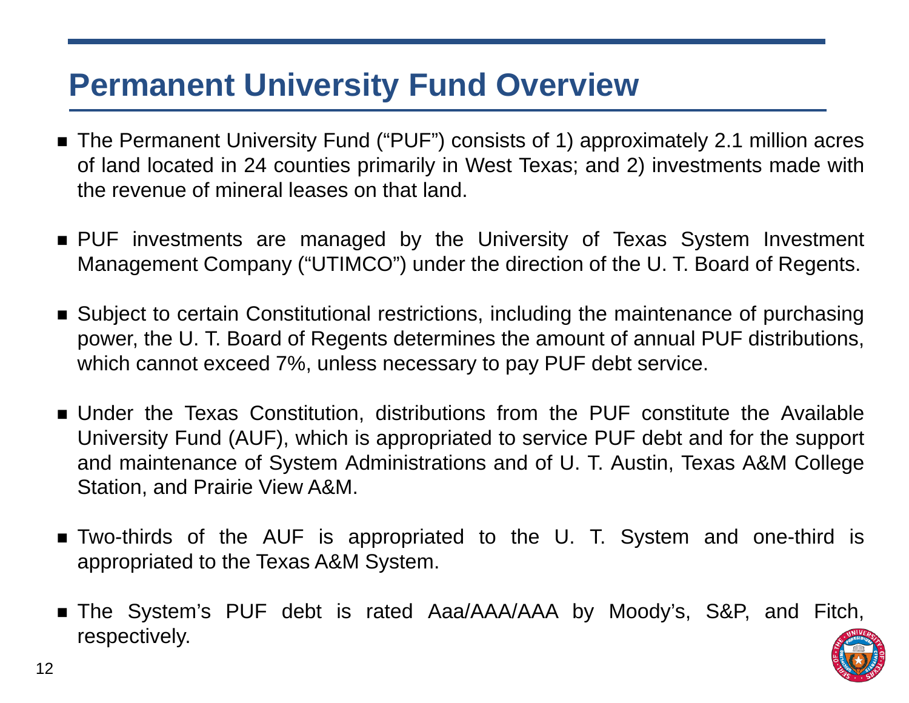# Permanent University Fund Overview

- The Permanent University Fund ("PUF") consists of 1) approximately 2.1 million acres of land located in 24 counties primarily in West Texas; and 2) investments made with the revenue of mineral leases on that land.

- PUF investments are managed by the University of Texas System Investment Management Company ("UTIMCO") under the direction of the U. T. Board of Regents.

- Subject to certain Constitutional restrictions, including the maintenance of purchasing power, the U. T. Board of Regents determines the amount of annual PUF distributions, which cannot exceed 7%, unless necessary to pay PUF debt service.

- Under the Texas Constitution, distributions from the PUF constitute the Available University Fund (AUF), which is appropriated to service PUF debt and for the support and maintenance of System Administrations and of U. T. Austin, Texas A&M College Station, and Prairie View A&M.

- Two-thirds of the AUF is appropriated to the U. T. System and one-third is appropriated to the Texas A&M System.

- The System's PUF debt is rated Aaa/AAA/AAA by Moody's, S&P, and Fitch, respectively.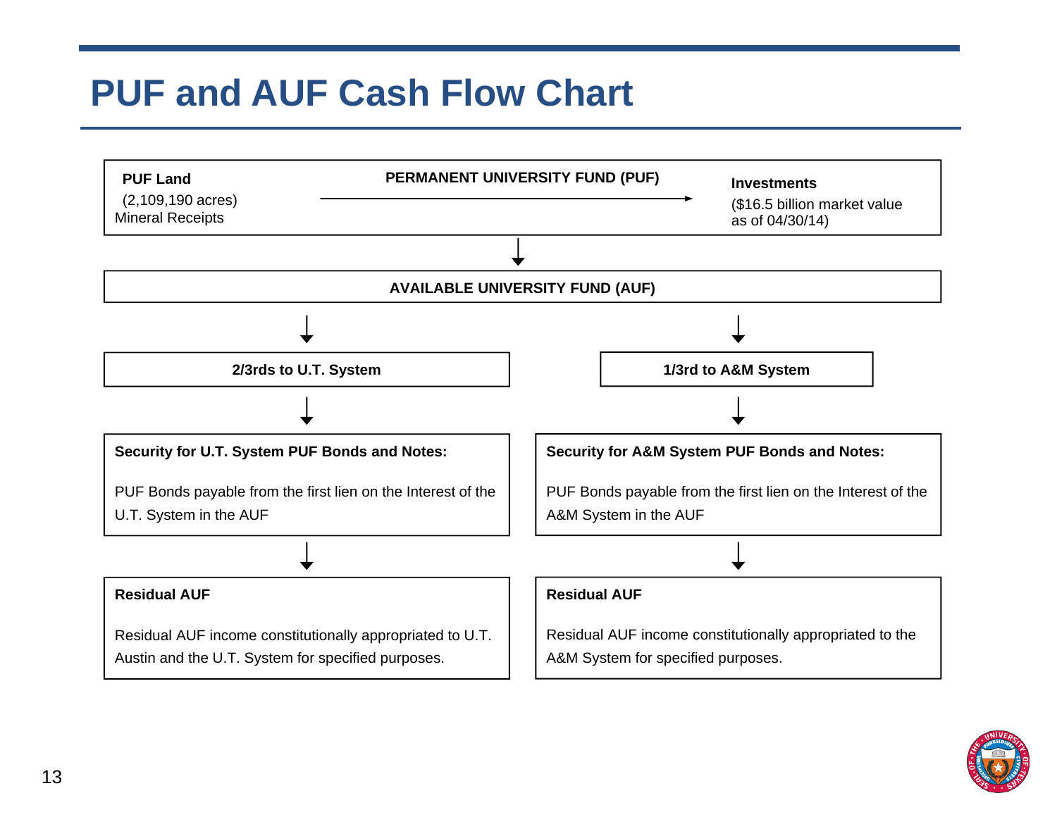# PUF and AUF Cash Flow Chart

**PUF Land**
(2,109,190 acres)
Mineral Receipts

**PERMANENT UNIVERSITY FUND (PUF)** →

**Investments**
($16.5 billion market value as of 04/30/14)

↓

**AVAILABLE UNIVERSITY FUND (AUF)**

↓

| **2/3rds to U.T. System** | **1/3rd to A&M System** |
|---|---|
| **Security for U.T. System PUF Bonds and Notes:** PUF Bonds payable from the first lien on the Interest of the U.T. System in the AUF | **Security for A&M System PUF Bonds and Notes:** PUF Bonds payable from the first lien on the Interest of the A&M System in the AUF |
| **Residual AUF** Residual AUF income constitutionally appropriated to U.T. Austin and the U.T. System for specified purposes. | **Residual AUF** Residual AUF income constitutionally appropriated to the A&M System for specified purposes. |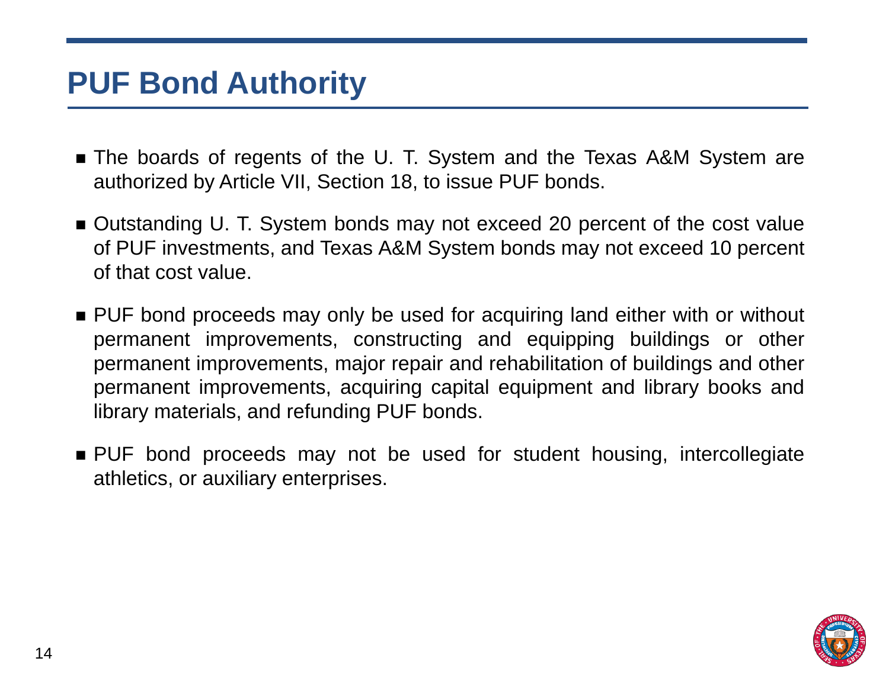# PUF Bond Authority

- The boards of regents of the U. T. System and the Texas A&M System are authorized by Article VII, Section 18, to issue PUF bonds.
- Outstanding U. T. System bonds may not exceed 20 percent of the cost value of PUF investments, and Texas A&M System bonds may not exceed 10 percent of that cost value.
- PUF bond proceeds may only be used for acquiring land either with or without permanent improvements, constructing and equipping buildings or other permanent improvements, major repair and rehabilitation of buildings and other permanent improvements, acquiring capital equipment and library books and library materials, and refunding PUF bonds.
- PUF bond proceeds may not be used for student housing, intercollegiate athletics, or auxiliary enterprises.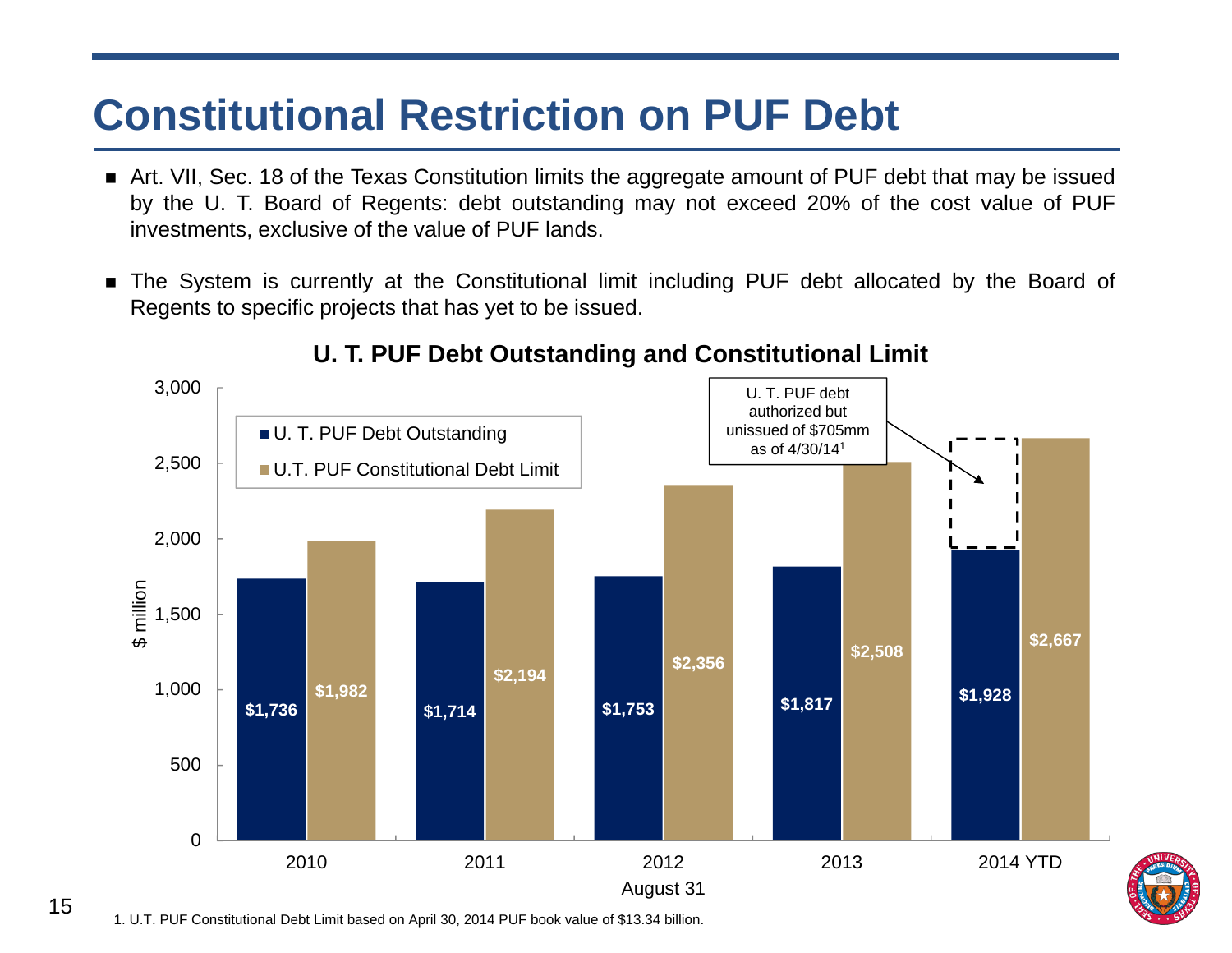# Constitutional Restriction on PUF Debt

- Art. VII, Sec. 18 of the Texas Constitution limits the aggregate amount of PUF debt that may be issued by the U. T. Board of Regents: debt outstanding may not exceed 20% of the cost value of PUF investments, exclusive of the value of PUF lands.
- The System is currently at the Constitutional limit including PUF debt allocated by the Board of Regents to specific projects that has yet to be issued.

**U. T. PUF Debt Outstanding and Constitutional Limit**

($ million, as of August 31)

| | 2010 | 2011 | 2012 | 2013 | 2014 YTD |
|---|---|---|---|---|---|
| U. T. PUF Debt Outstanding | $1,736 | $1,714 | $1,753 | $1,817 | $1,928 |
| U.T. PUF Constitutional Debt Limit | $1,982 | $2,194 | $2,356 | $2,508 | $2,667 |

U. T. PUF debt authorized but unissued of $705mm as of 4/30/14[1]

1. U.T. PUF Constitutional Debt Limit based on April 30, 2014 PUF book value of $13.34 billion.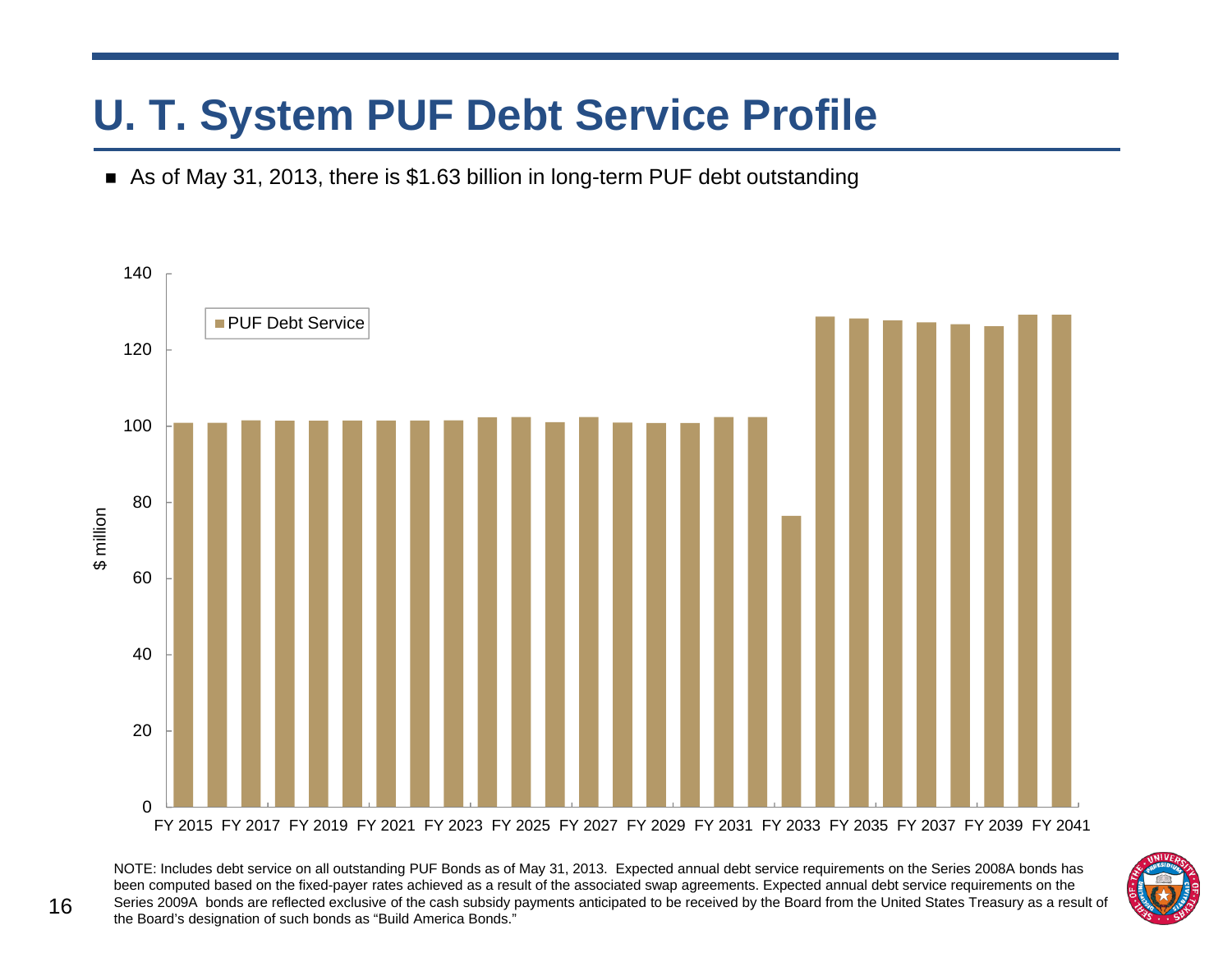# U. T. System PUF Debt Service Profile

- As of May 31, 2013, there is $1.63 billion in long-term PUF debt outstanding

PUF Debt Service

$ million

140
120
100
80
60
40
20
0

FY 2015 FY 2017 FY 2019 FY 2021 FY 2023 FY 2025 FY 2027 FY 2029 FY 2031 FY 2033 FY 2035 FY 2037 FY 2039 FY 2041

NOTE: Includes debt service on all outstanding PUF Bonds as of May 31, 2013. Expected annual debt service requirements on the Series 2008A bonds has been computed based on the fixed-payer rates achieved as a result of the associated swap agreements. Expected annual debt service requirements on the Series 2009A bonds are reflected exclusive of the cash subsidy payments anticipated to be received by the Board from the United States Treasury as a result of the Board's designation of such bonds as "Build America Bonds."